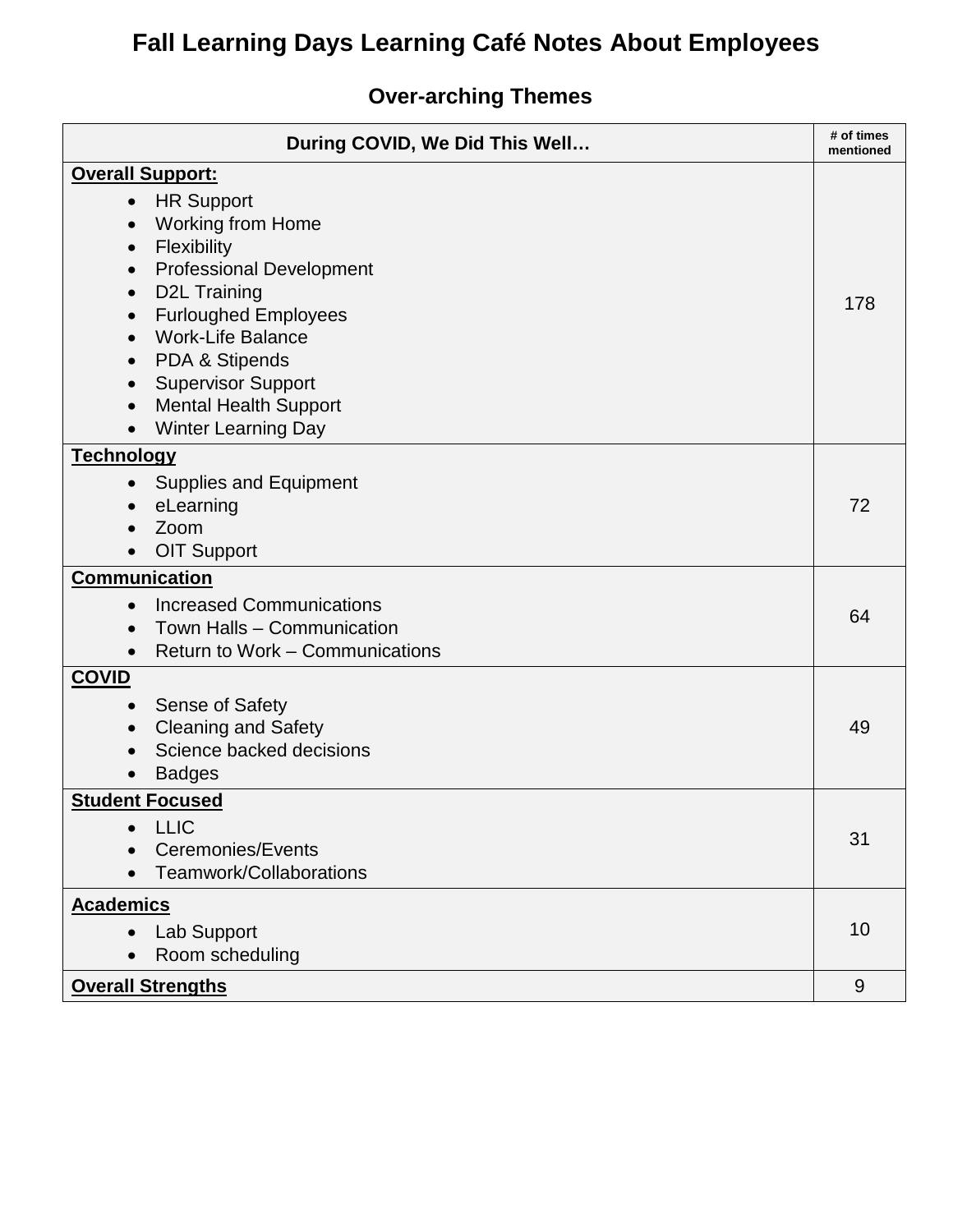# Fall Learning Days Learning Café Notes About Employees

## Over-arching Themes

| During COVID, We Did This Well… | # of times mentioned |
|---|---|
| **Overall Support:**<br>• HR Support<br>• Working from Home<br>• Flexibility<br>• Professional Development<br>• D2L Training<br>• Furloughed Employees<br>• Work-Life Balance<br>• PDA & Stipends<br>• Supervisor Support<br>• Mental Health Support<br>• Winter Learning Day | 178 |
| **Technology**<br>• Supplies and Equipment<br>• eLearning<br>• Zoom<br>• OIT Support | 72 |
| **Communication**<br>• Increased Communications<br>• Town Halls – Communication<br>• Return to Work – Communications | 64 |
| **COVID**<br>• Sense of Safety<br>• Cleaning and Safety<br>• Science backed decisions<br>• Badges | 49 |
| **Student Focused**<br>• LLIC<br>• Ceremonies/Events<br>• Teamwork/Collaborations | 31 |
| **Academics**<br>• Lab Support<br>• Room scheduling | 10 |
| **Overall Strengths** | 9 |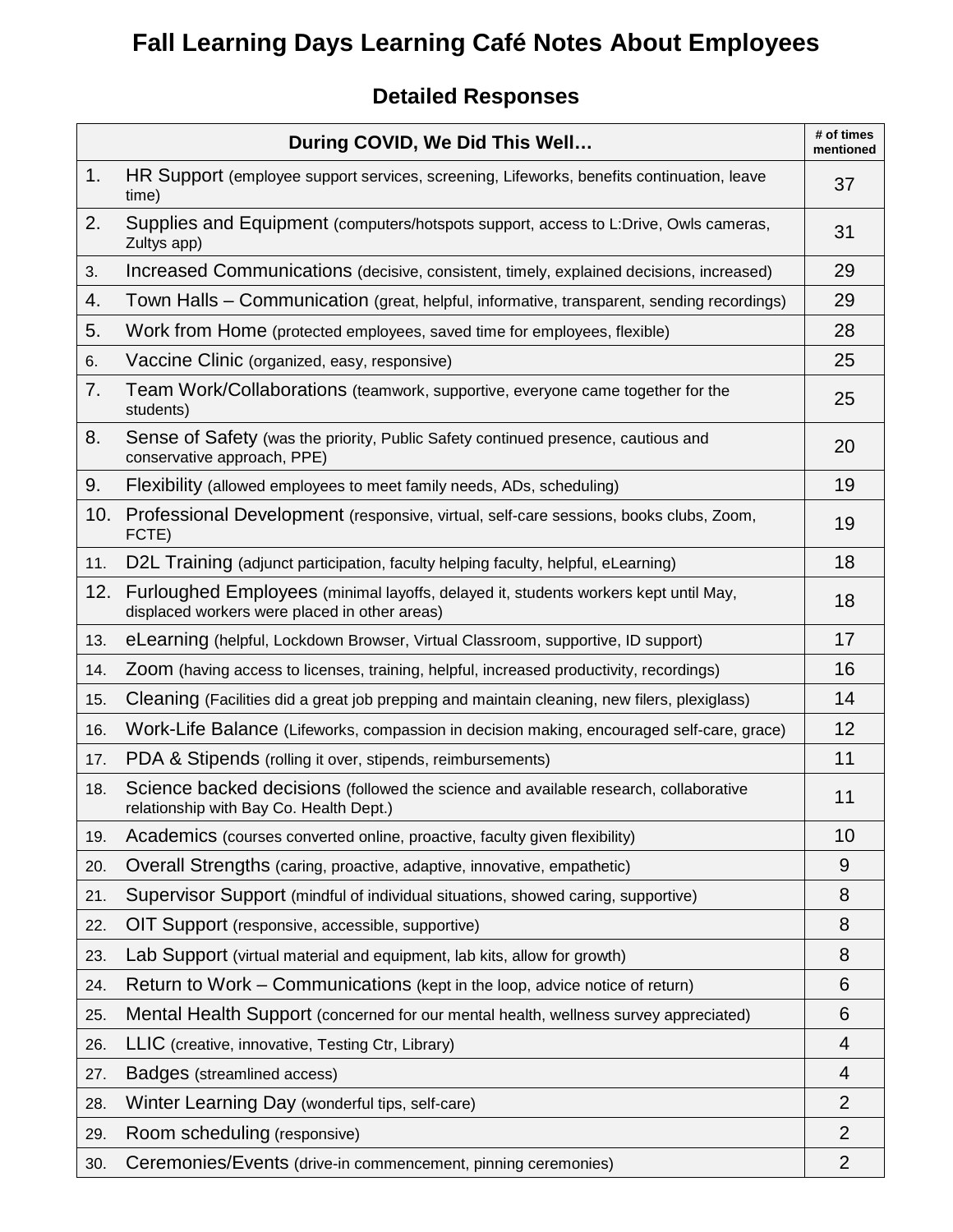# Fall Learning Days Learning Café Notes About Employees

## Detailed Responses

| During COVID, We Did This Well… | # of times mentioned |
|---|---|
| 1. HR Support (employee support services, screening, Lifeworks, benefits continuation, leave time) | 37 |
| 2. Supplies and Equipment (computers/hotspots support, access to L:Drive, Owls cameras, Zultys app) | 31 |
| 3. Increased Communications (decisive, consistent, timely, explained decisions, increased) | 29 |
| 4. Town Halls – Communication (great, helpful, informative, transparent, sending recordings) | 29 |
| 5. Work from Home (protected employees, saved time for employees, flexible) | 28 |
| 6. Vaccine Clinic (organized, easy, responsive) | 25 |
| 7. Team Work/Collaborations (teamwork, supportive, everyone came together for the students) | 25 |
| 8. Sense of Safety (was the priority, Public Safety continued presence, cautious and conservative approach, PPE) | 20 |
| 9. Flexibility (allowed employees to meet family needs, ADs, scheduling) | 19 |
| 10. Professional Development (responsive, virtual, self-care sessions, books clubs, Zoom, FCTE) | 19 |
| 11. D2L Training (adjunct participation, faculty helping faculty, helpful, eLearning) | 18 |
| 12. Furloughed Employees (minimal layoffs, delayed it, students workers kept until May, displaced workers were placed in other areas) | 18 |
| 13. eLearning (helpful, Lockdown Browser, Virtual Classroom, supportive, ID support) | 17 |
| 14. Zoom (having access to licenses, training, helpful, increased productivity, recordings) | 16 |
| 15. Cleaning (Facilities did a great job prepping and maintain cleaning, new filers, plexiglass) | 14 |
| 16. Work-Life Balance (Lifeworks, compassion in decision making, encouraged self-care, grace) | 12 |
| 17. PDA & Stipends (rolling it over, stipends, reimbursements) | 11 |
| 18. Science backed decisions (followed the science and available research, collaborative relationship with Bay Co. Health Dept.) | 11 |
| 19. Academics (courses converted online, proactive, faculty given flexibility) | 10 |
| 20. Overall Strengths (caring, proactive, adaptive, innovative, empathetic) | 9 |
| 21. Supervisor Support (mindful of individual situations, showed caring, supportive) | 8 |
| 22. OIT Support (responsive, accessible, supportive) | 8 |
| 23. Lab Support (virtual material and equipment, lab kits, allow for growth) | 8 |
| 24. Return to Work – Communications (kept in the loop, advice notice of return) | 6 |
| 25. Mental Health Support (concerned for our mental health, wellness survey appreciated) | 6 |
| 26. LLIC (creative, innovative, Testing Ctr, Library) | 4 |
| 27. Badges (streamlined access) | 4 |
| 28. Winter Learning Day (wonderful tips, self-care) | 2 |
| 29. Room scheduling (responsive) | 2 |
| 30. Ceremonies/Events (drive-in commencement, pinning ceremonies) | 2 |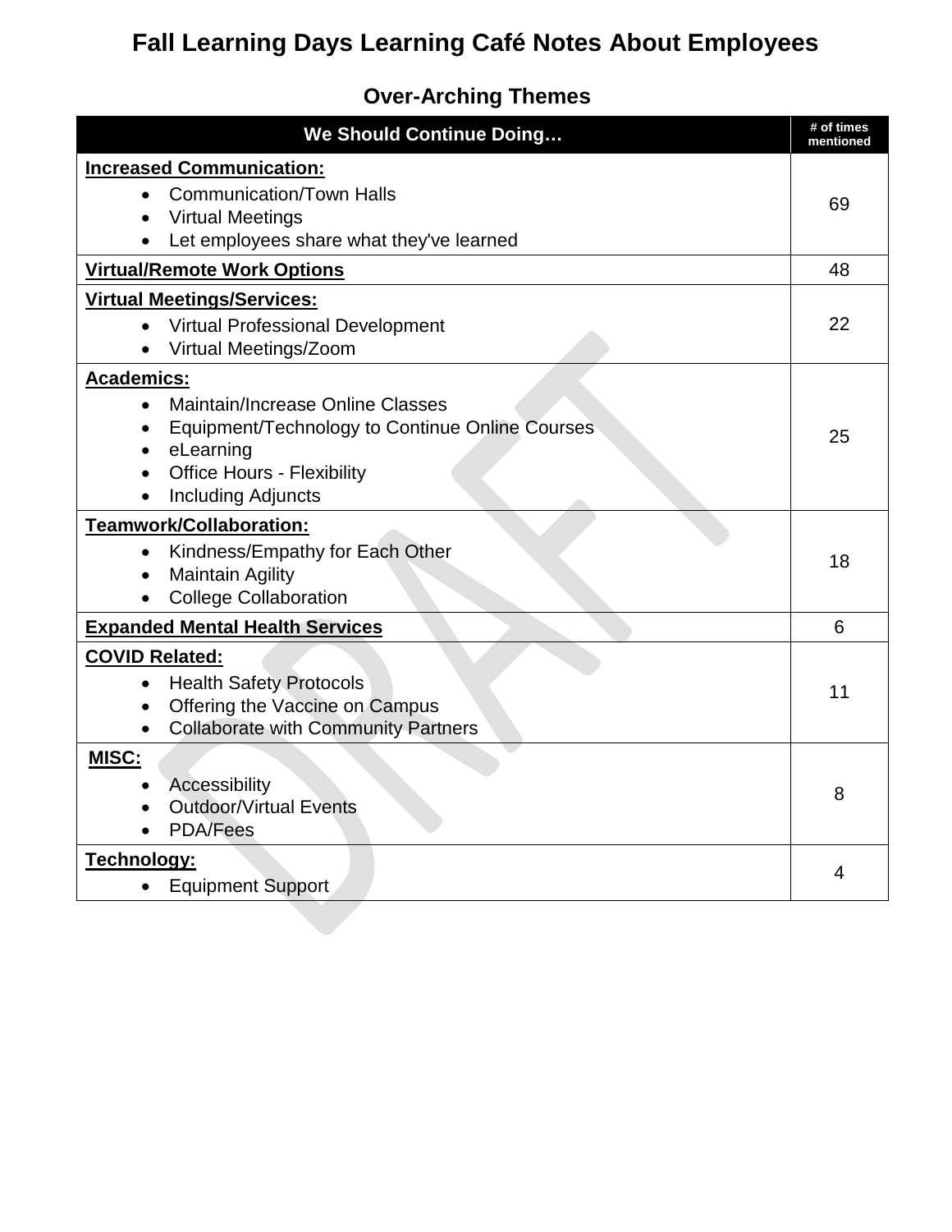# Fall Learning Days Learning Café Notes About Employees

## Over-Arching Themes

| We Should Continue Doing… | # of times mentioned |
|---|---|
| **Increased Communication:**<br>• Communication/Town Halls<br>• Virtual Meetings<br>• Let employees share what they've learned | 69 |
| **Virtual/Remote Work Options** | 48 |
| **Virtual Meetings/Services:**<br>• Virtual Professional Development<br>• Virtual Meetings/Zoom | 22 |
| **Academics:**<br>• Maintain/Increase Online Classes<br>• Equipment/Technology to Continue Online Courses<br>• eLearning<br>• Office Hours - Flexibility<br>• Including Adjuncts | 25 |
| **Teamwork/Collaboration:**<br>• Kindness/Empathy for Each Other<br>• Maintain Agility<br>• College Collaboration | 18 |
| **Expanded Mental Health Services** | 6 |
| **COVID Related:**<br>• Health Safety Protocols<br>• Offering the Vaccine on Campus<br>• Collaborate with Community Partners | 11 |
| **MISC:**<br>• Accessibility<br>• Outdoor/Virtual Events<br>• PDA/Fees | 8 |
| **Technology:**<br>• Equipment Support | 4 |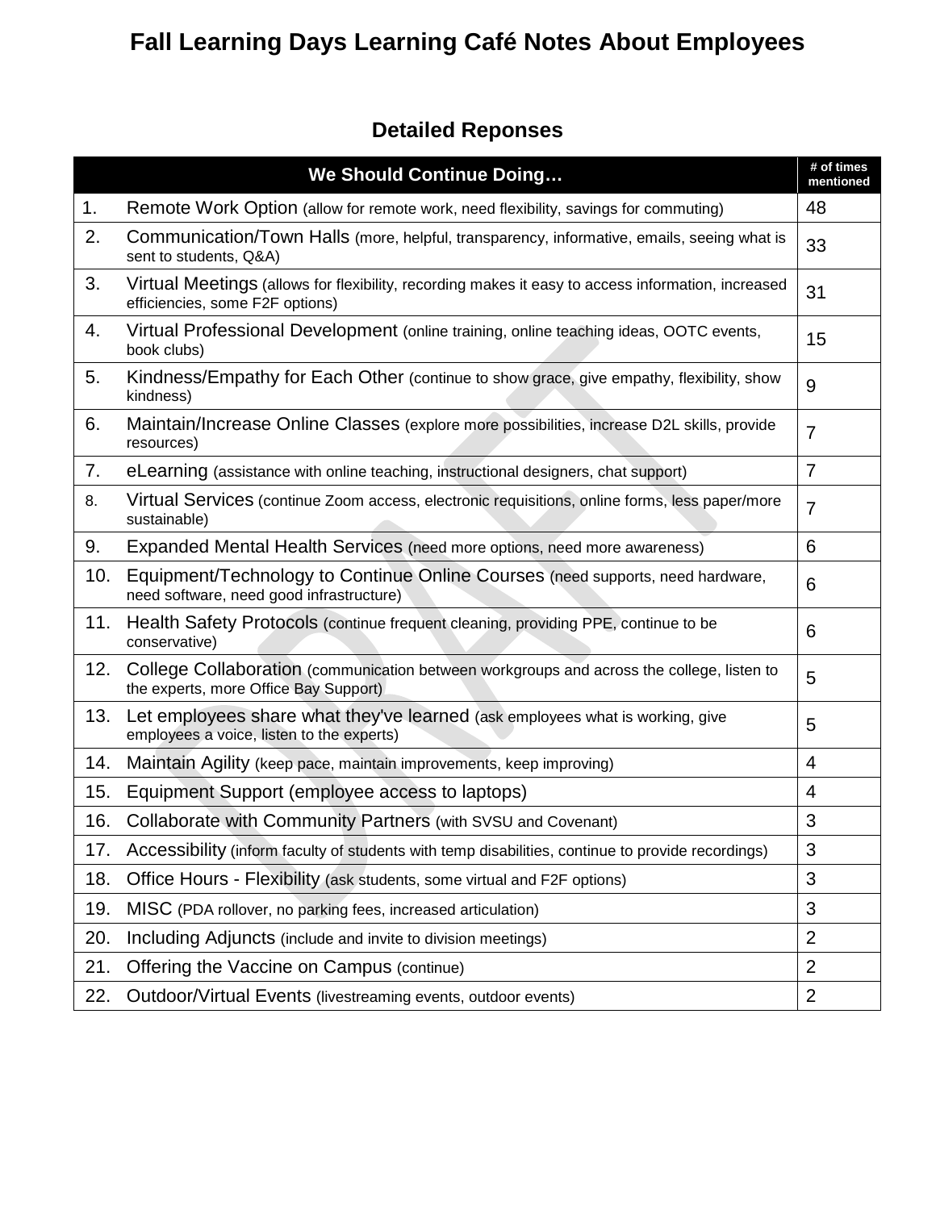# Fall Learning Days Learning Café Notes About Employees

## Detailed Reponses

| | We Should Continue Doing… | # of times mentioned |
|---|---|---|
| 1. | Remote Work Option (allow for remote work, need flexibility, savings for commuting) | 48 |
| 2. | Communication/Town Halls (more, helpful, transparency, informative, emails, seeing what is sent to students, Q&A) | 33 |
| 3. | Virtual Meetings (allows for flexibility, recording makes it easy to access information, increased efficiencies, some F2F options) | 31 |
| 4. | Virtual Professional Development (online training, online teaching ideas, OOTC events, book clubs) | 15 |
| 5. | Kindness/Empathy for Each Other (continue to show grace, give empathy, flexibility, show kindness) | 9 |
| 6. | Maintain/Increase Online Classes (explore more possibilities, increase D2L skills, provide resources) | 7 |
| 7. | eLearning (assistance with online teaching, instructional designers, chat support) | 7 |
| 8. | Virtual Services (continue Zoom access, electronic requisitions, online forms, less paper/more sustainable) | 7 |
| 9. | Expanded Mental Health Services (need more options, need more awareness) | 6 |
| 10. | Equipment/Technology to Continue Online Courses (need supports, need hardware, need software, need good infrastructure) | 6 |
| 11. | Health Safety Protocols (continue frequent cleaning, providing PPE, continue to be conservative) | 6 |
| 12. | College Collaboration (communication between workgroups and across the college, listen to the experts, more Office Bay Support) | 5 |
| 13. | Let employees share what they've learned (ask employees what is working, give employees a voice, listen to the experts) | 5 |
| 14. | Maintain Agility (keep pace, maintain improvements, keep improving) | 4 |
| 15. | Equipment Support (employee access to laptops) | 4 |
| 16. | Collaborate with Community Partners (with SVSU and Covenant) | 3 |
| 17. | Accessibility (inform faculty of students with temp disabilities, continue to provide recordings) | 3 |
| 18. | Office Hours - Flexibility (ask students, some virtual and F2F options) | 3 |
| 19. | MISC (PDA rollover, no parking fees, increased articulation) | 3 |
| 20. | Including Adjuncts (include and invite to division meetings) | 2 |
| 21. | Offering the Vaccine on Campus (continue) | 2 |
| 22. | Outdoor/Virtual Events (livestreaming events, outdoor events) | 2 |